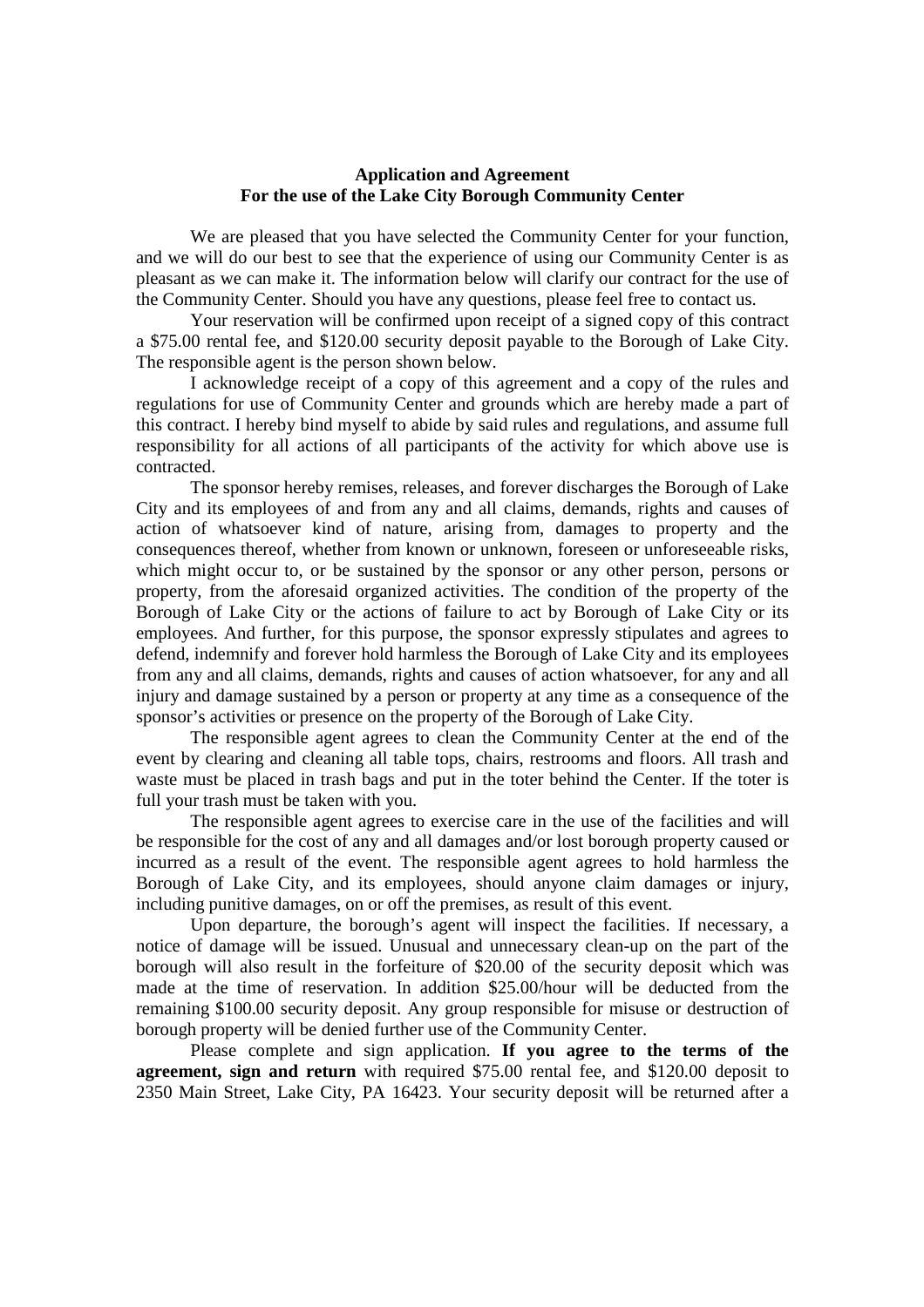**Application and Agreement**
**For the use of the Lake City Borough Community Center**

We are pleased that you have selected the Community Center for your function, and we will do our best to see that the experience of using our Community Center is as pleasant as we can make it. The information below will clarify our contract for the use of the Community Center. Should you have any questions, please feel free to contact us.

Your reservation will be confirmed upon receipt of a signed copy of this contract a $75.00 rental fee, and $120.00 security deposit payable to the Borough of Lake City. The responsible agent is the person shown below.

I acknowledge receipt of a copy of this agreement and a copy of the rules and regulations for use of Community Center and grounds which are hereby made a part of this contract. I hereby bind myself to abide by said rules and regulations, and assume full responsibility for all actions of all participants of the activity for which above use is contracted.

The sponsor hereby remises, releases, and forever discharges the Borough of Lake City and its employees of and from any and all claims, demands, rights and causes of action of whatsoever kind of nature, arising from, damages to property and the consequences thereof, whether from known or unknown, foreseen or unforeseeable risks, which might occur to, or be sustained by the sponsor or any other person, persons or property, from the aforesaid organized activities. The condition of the property of the Borough of Lake City or the actions of failure to act by Borough of Lake City or its employees. And further, for this purpose, the sponsor expressly stipulates and agrees to defend, indemnify and forever hold harmless the Borough of Lake City and its employees from any and all claims, demands, rights and causes of action whatsoever, for any and all injury and damage sustained by a person or property at any time as a consequence of the sponsor's activities or presence on the property of the Borough of Lake City.

The responsible agent agrees to clean the Community Center at the end of the event by clearing and cleaning all table tops, chairs, restrooms and floors. All trash and waste must be placed in trash bags and put in the toter behind the Center. If the toter is full your trash must be taken with you.

The responsible agent agrees to exercise care in the use of the facilities and will be responsible for the cost of any and all damages and/or lost borough property caused or incurred as a result of the event. The responsible agent agrees to hold harmless the Borough of Lake City, and its employees, should anyone claim damages or injury, including punitive damages, on or off the premises, as result of this event.

Upon departure, the borough's agent will inspect the facilities. If necessary, a notice of damage will be issued. Unusual and unnecessary clean-up on the part of the borough will also result in the forfeiture of $20.00 of the security deposit which was made at the time of reservation. In addition $25.00/hour will be deducted from the remaining $100.00 security deposit. Any group responsible for misuse or destruction of borough property will be denied further use of the Community Center.

Please complete and sign application. **If you agree to the terms of the agreement, sign and return** with required $75.00 rental fee, and $120.00 deposit to 2350 Main Street, Lake City, PA 16423. Your security deposit will be returned after a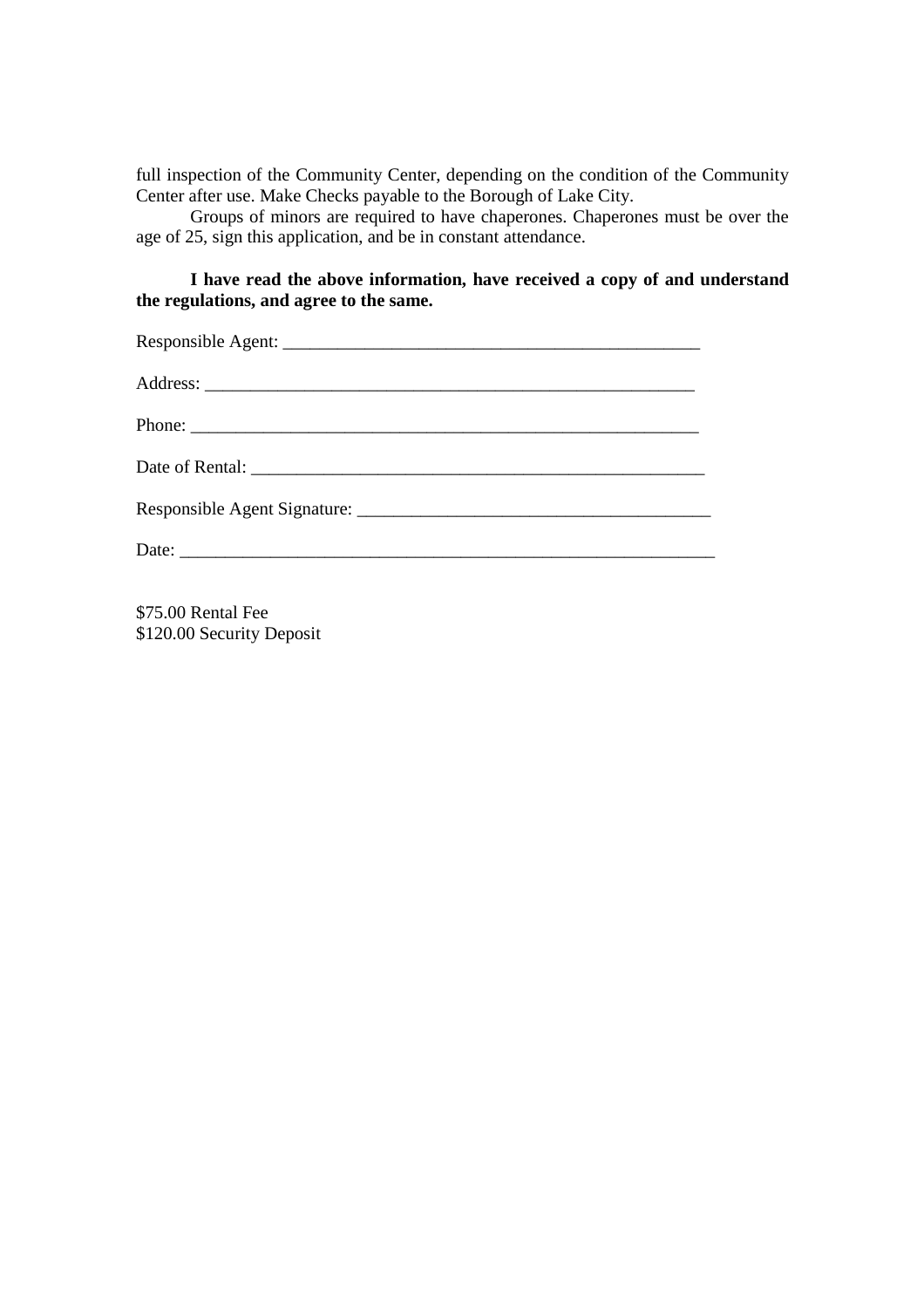full inspection of the Community Center, depending on the condition of the Community Center after use. Make Checks payable to the Borough of Lake City.

Groups of minors are required to have chaperones. Chaperones must be over the age of 25, sign this application, and be in constant attendance.

**I have read the above information, have received a copy of and understand the regulations, and agree to the same.**

Responsible Agent: _______________________________________________

Address: _______________________________________________________

Phone: _________________________________________________________

Date of Rental: __________________________________________________

Responsible Agent Signature: ______________________________________

Date: __________________________________________________________

$75.00 Rental Fee
$120.00 Security Deposit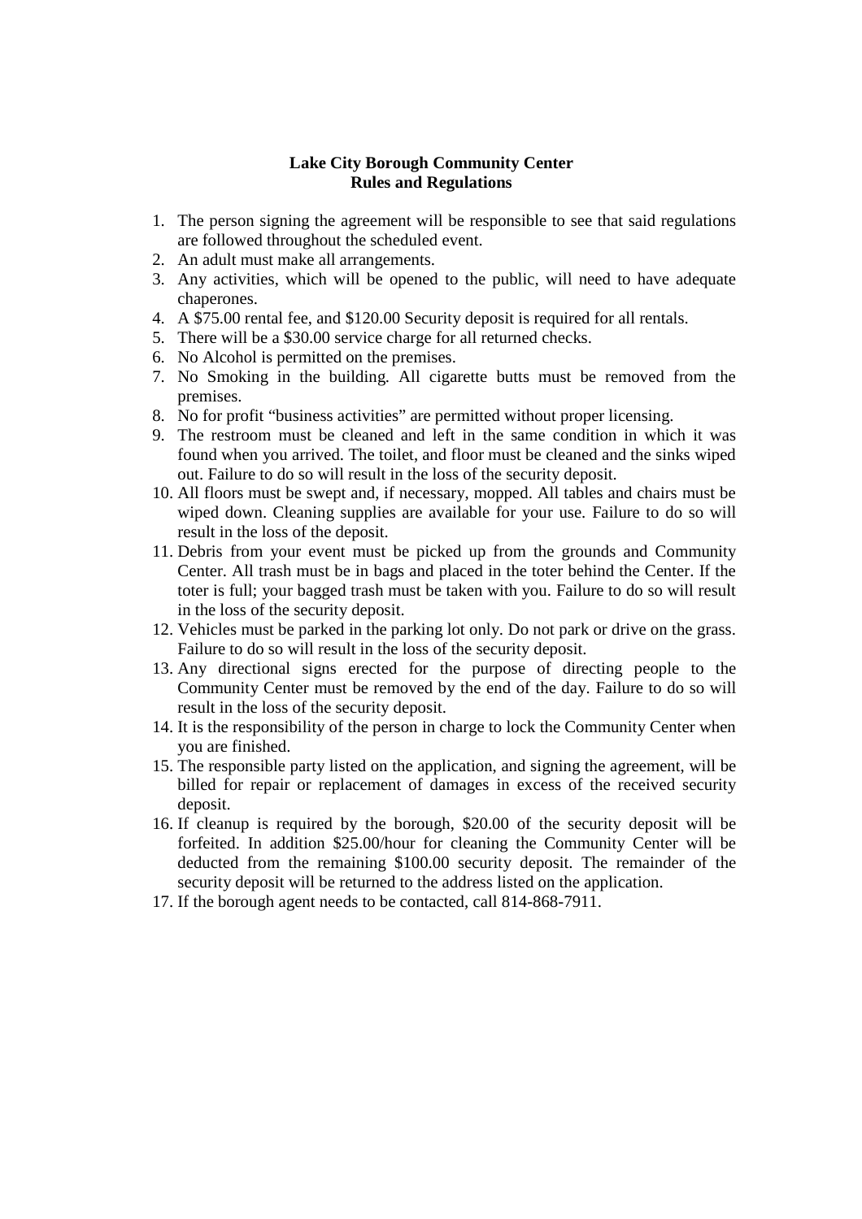**Lake City Borough Community Center**
**Rules and Regulations**

1. The person signing the agreement will be responsible to see that said regulations are followed throughout the scheduled event.
2. An adult must make all arrangements.
3. Any activities, which will be opened to the public, will need to have adequate chaperones.
4. A $75.00 rental fee, and $120.00 Security deposit is required for all rentals.
5. There will be a $30.00 service charge for all returned checks.
6. No Alcohol is permitted on the premises.
7. No Smoking in the building. All cigarette butts must be removed from the premises.
8. No for profit "business activities" are permitted without proper licensing.
9. The restroom must be cleaned and left in the same condition in which it was found when you arrived. The toilet, and floor must be cleaned and the sinks wiped out. Failure to do so will result in the loss of the security deposit.
10. All floors must be swept and, if necessary, mopped. All tables and chairs must be wiped down. Cleaning supplies are available for your use. Failure to do so will result in the loss of the deposit.
11. Debris from your event must be picked up from the grounds and Community Center. All trash must be in bags and placed in the toter behind the Center. If the toter is full; your bagged trash must be taken with you. Failure to do so will result in the loss of the security deposit.
12. Vehicles must be parked in the parking lot only. Do not park or drive on the grass. Failure to do so will result in the loss of the security deposit.
13. Any directional signs erected for the purpose of directing people to the Community Center must be removed by the end of the day. Failure to do so will result in the loss of the security deposit.
14. It is the responsibility of the person in charge to lock the Community Center when you are finished.
15. The responsible party listed on the application, and signing the agreement, will be billed for repair or replacement of damages in excess of the received security deposit.
16. If cleanup is required by the borough, $20.00 of the security deposit will be forfeited. In addition $25.00/hour for cleaning the Community Center will be deducted from the remaining $100.00 security deposit. The remainder of the security deposit will be returned to the address listed on the application.
17. If the borough agent needs to be contacted, call 814-868-7911.